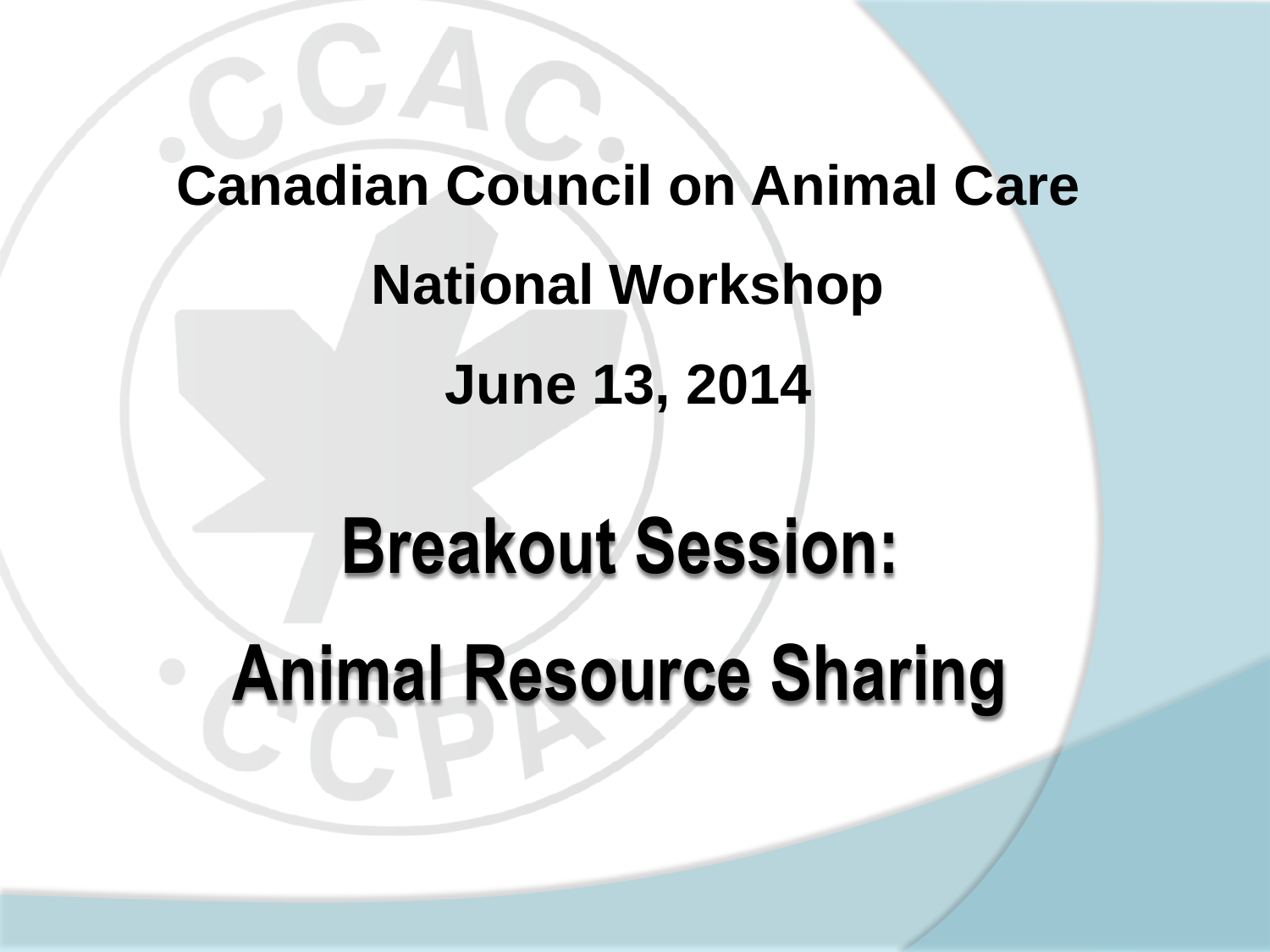**Canadian Council on Animal Care**

**National Workshop**

**June 13, 2014**

# Breakout Session:

# Animal Resource Sharing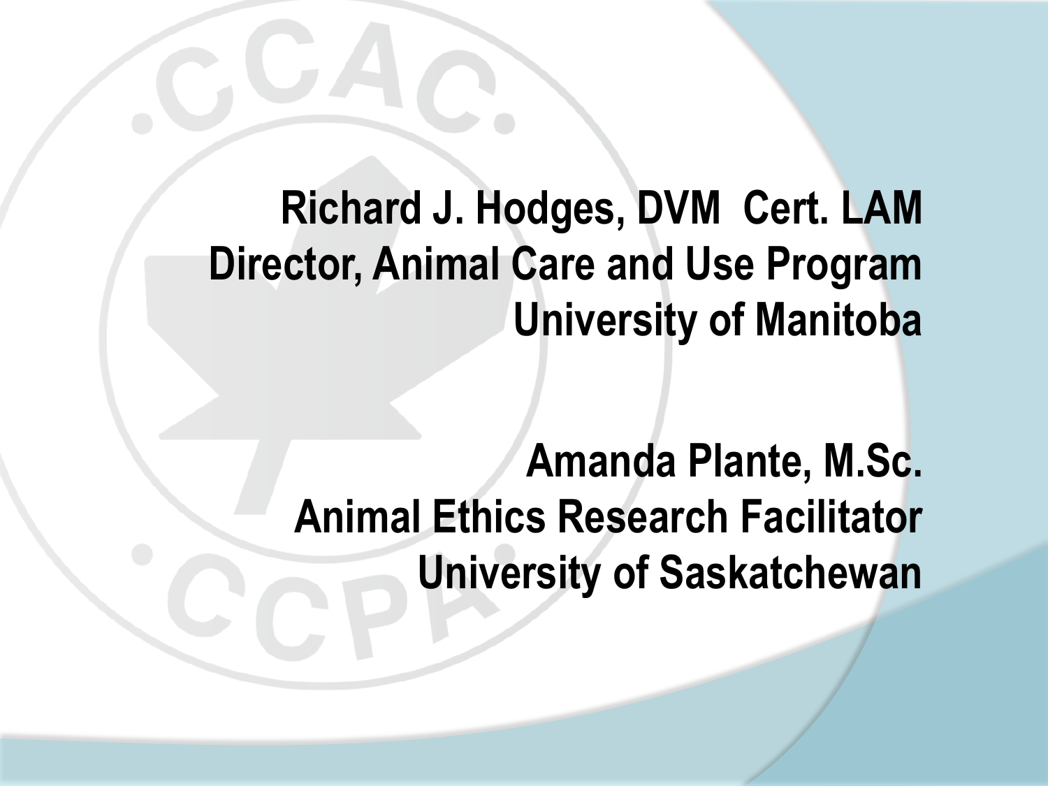**Richard J. Hodges, DVM Cert. LAM**
**Director, Animal Care and Use Program**
**University of Manitoba**

**Amanda Plante, M.Sc.**
**Animal Ethics Research Facilitator**
**University of Saskatchewan**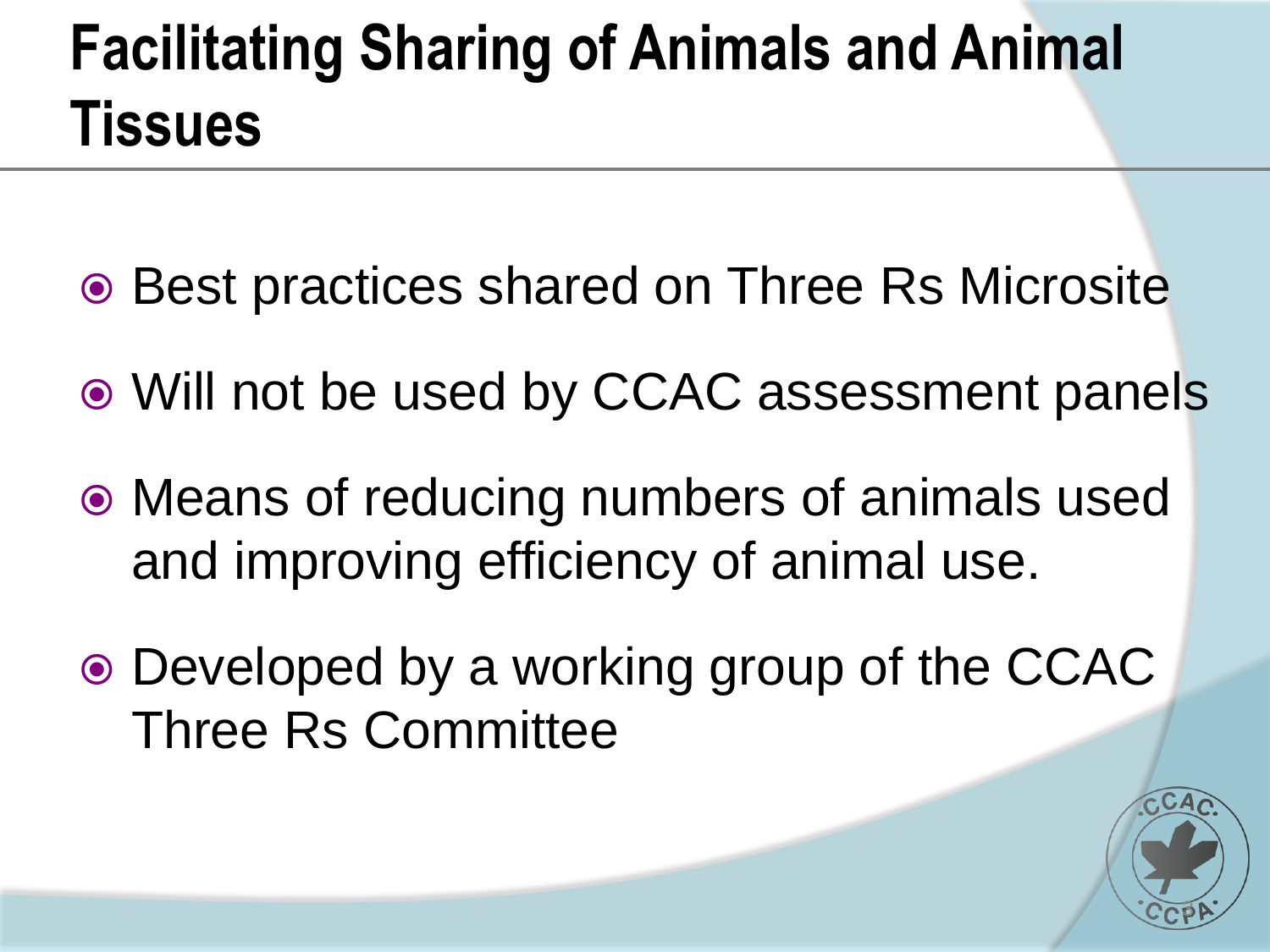# Facilitating Sharing of Animals and Animal Tissues

- Best practices shared on Three Rs Microsite
- Will not be used by CCAC assessment panels
- Means of reducing numbers of animals used and improving efficiency of animal use.
- Developed by a working group of the CCAC Three Rs Committee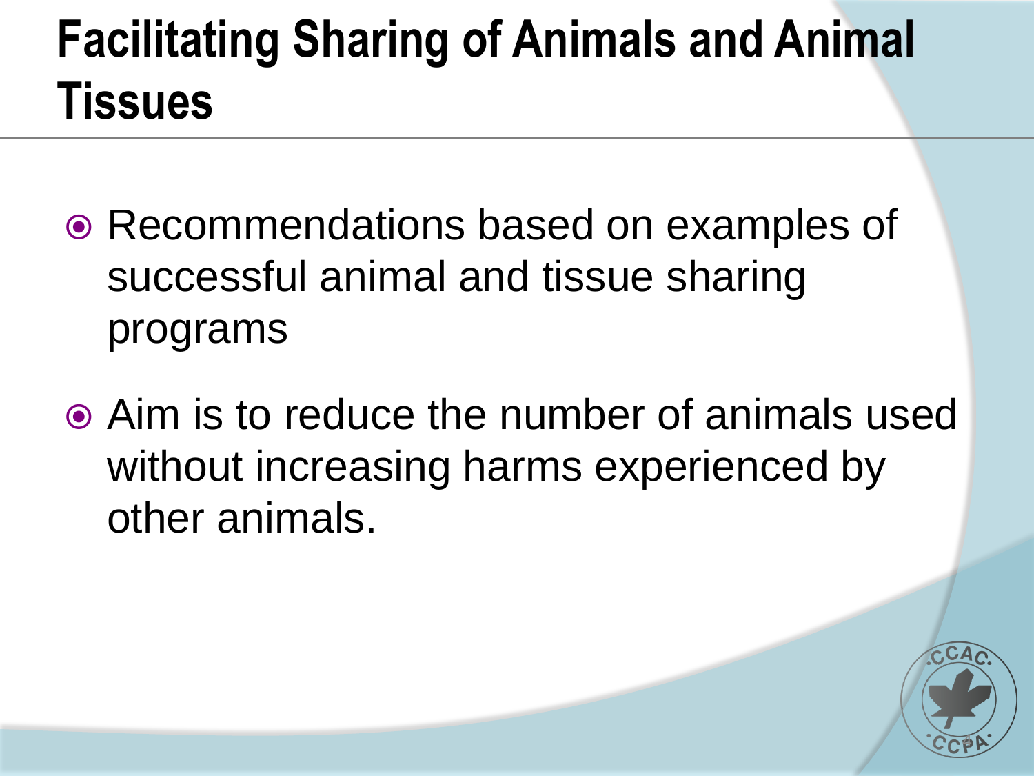# Facilitating Sharing of Animals and Animal Tissues

- Recommendations based on examples of successful animal and tissue sharing programs
- Aim is to reduce the number of animals used without increasing harms experienced by other animals.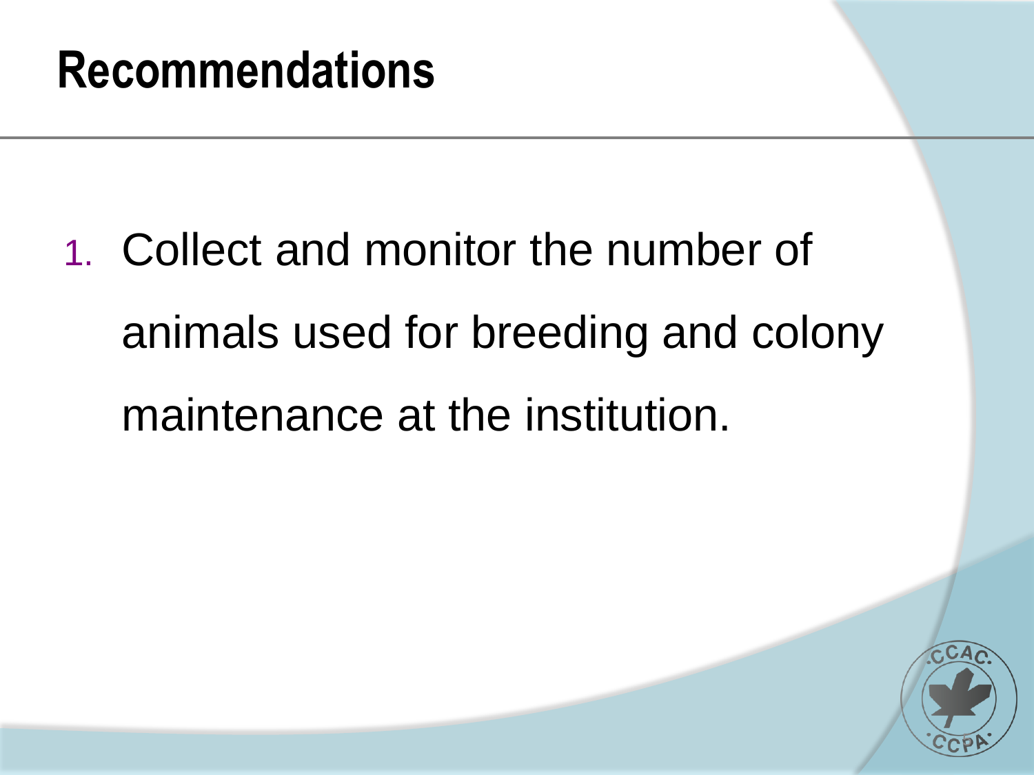# Recommendations

1. Collect and monitor the number of animals used for breeding and colony maintenance at the institution.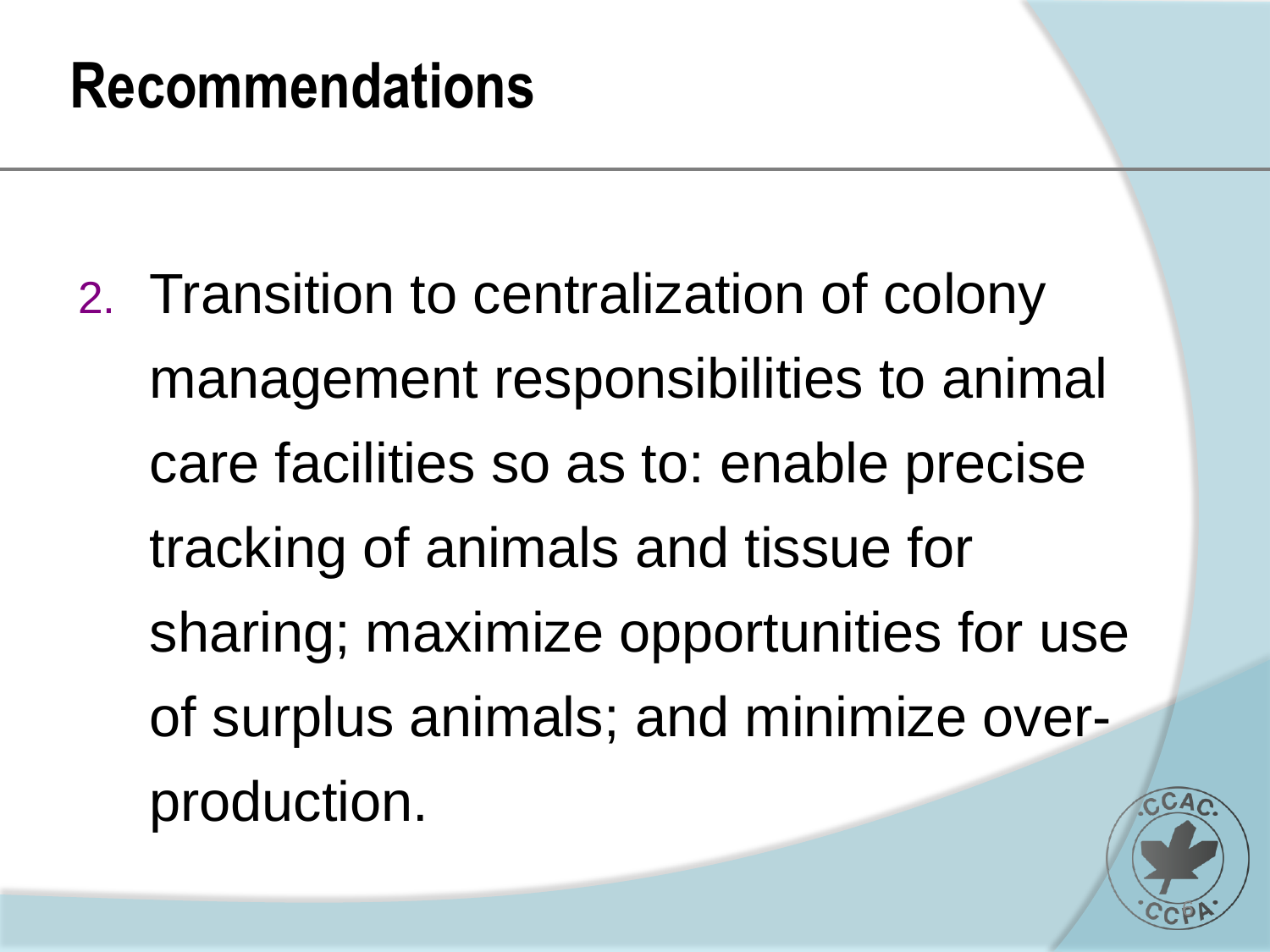# Recommendations

2. Transition to centralization of colony management responsibilities to animal care facilities so as to: enable precise tracking of animals and tissue for sharing; maximize opportunities for use of surplus animals; and minimize over-production.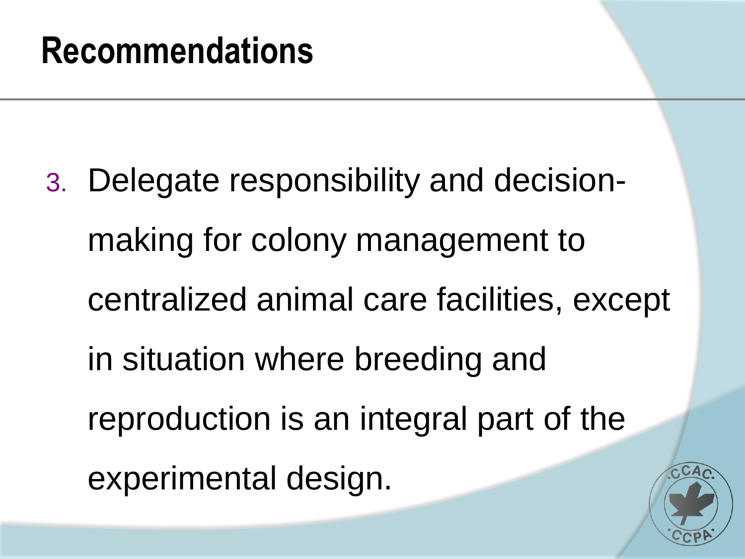# Recommendations

3. Delegate responsibility and decision-making for colony management to centralized animal care facilities, except in situation where breeding and reproduction is an integral part of the experimental design.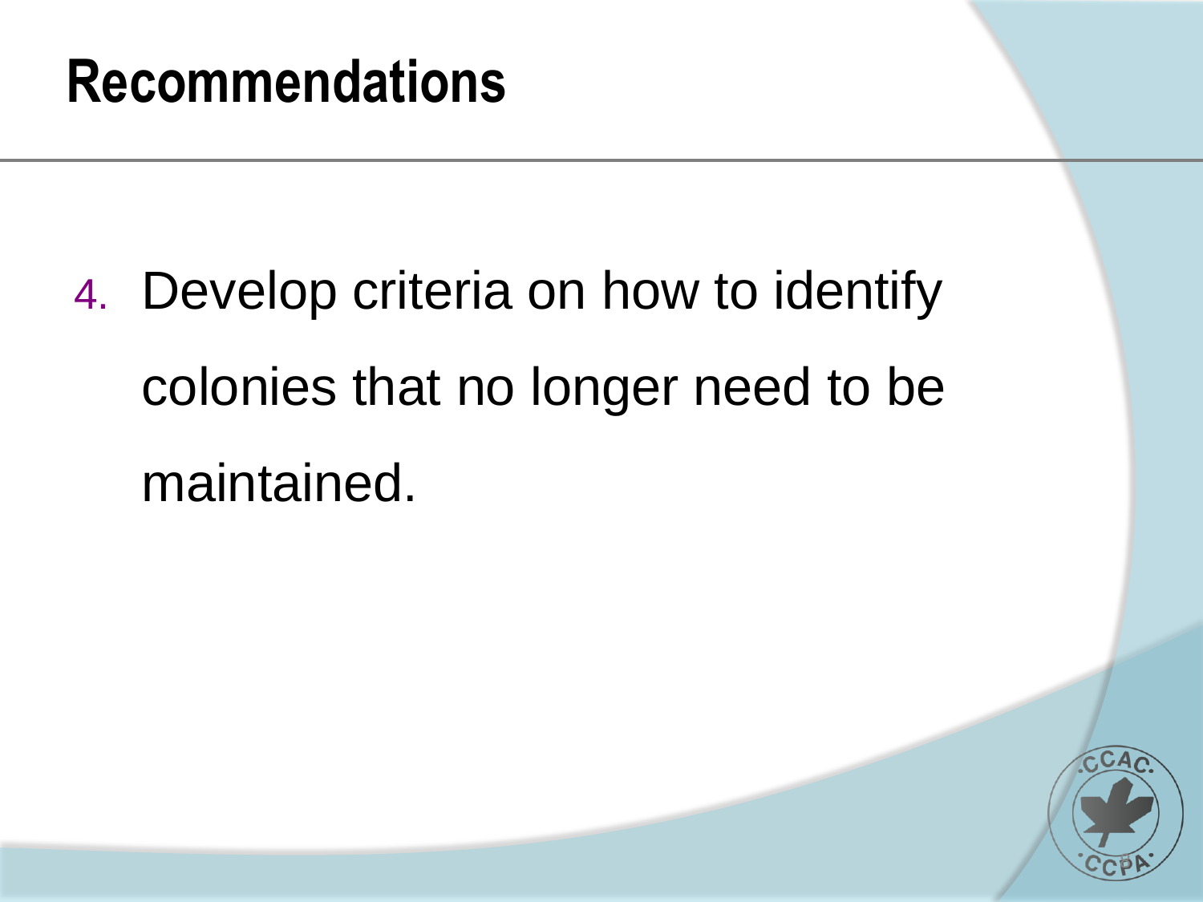# Recommendations

4. Develop criteria on how to identify colonies that no longer need to be maintained.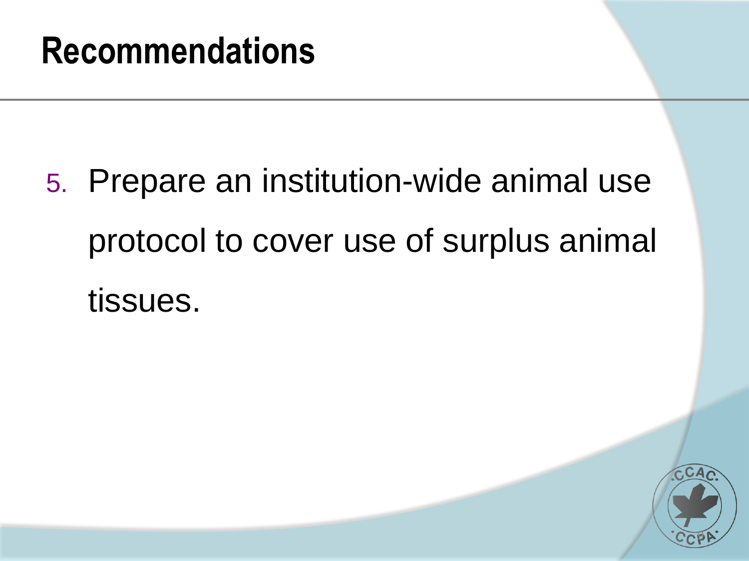# Recommendations

5. Prepare an institution-wide animal use protocol to cover use of surplus animal tissues.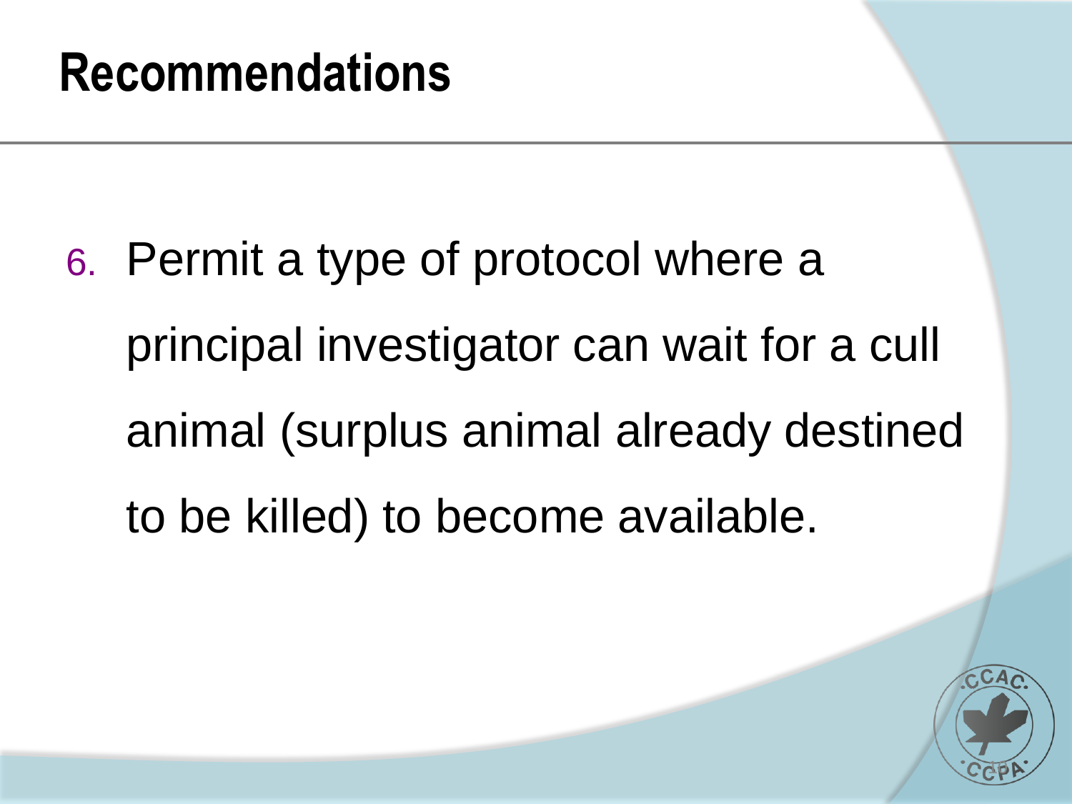# Recommendations

6. Permit a type of protocol where a principal investigator can wait for a cull animal (surplus animal already destined to be killed) to become available.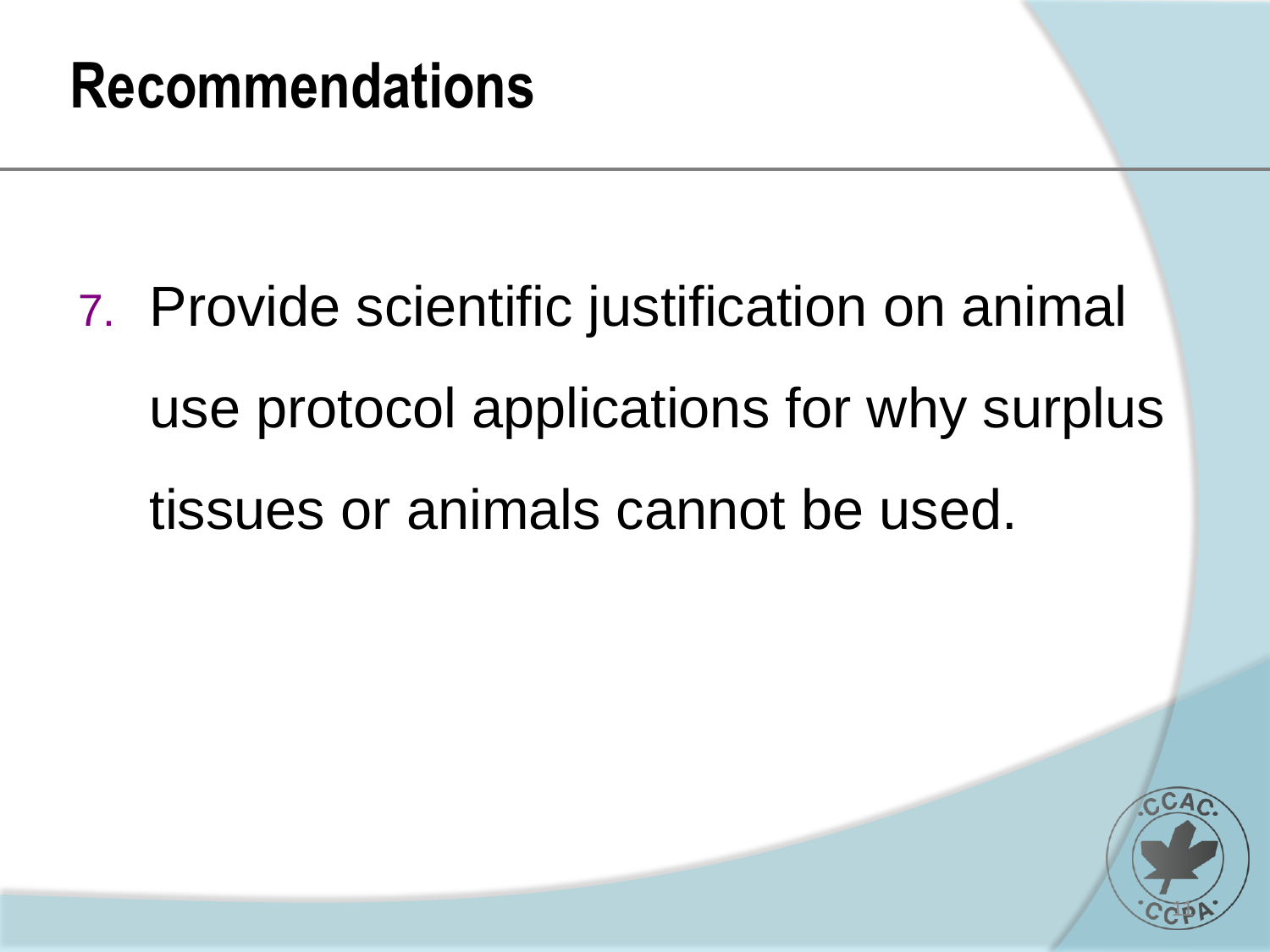# Recommendations

7. Provide scientific justification on animal use protocol applications for why surplus tissues or animals cannot be used.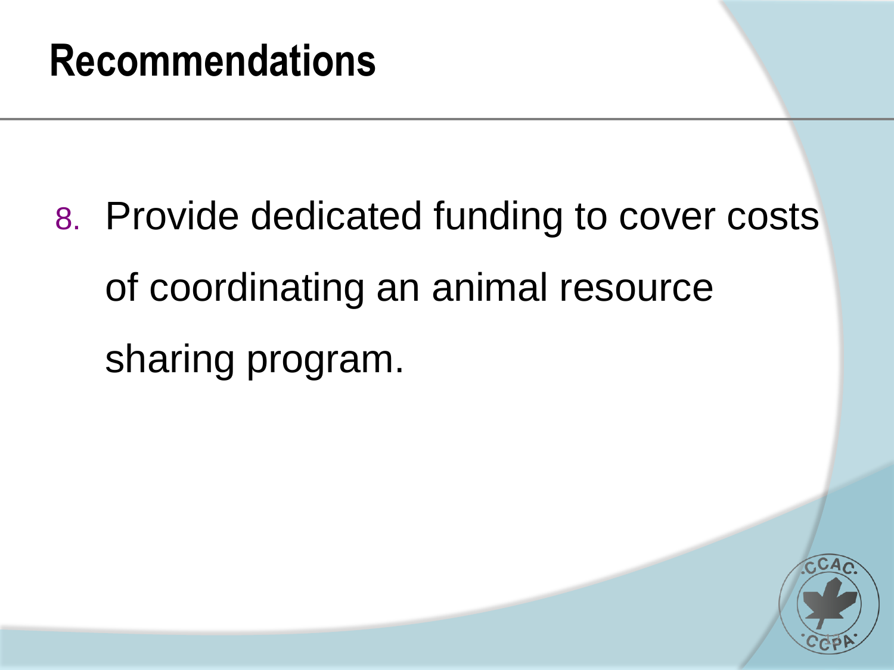# Recommendations

8. Provide dedicated funding to cover costs of coordinating an animal resource sharing program.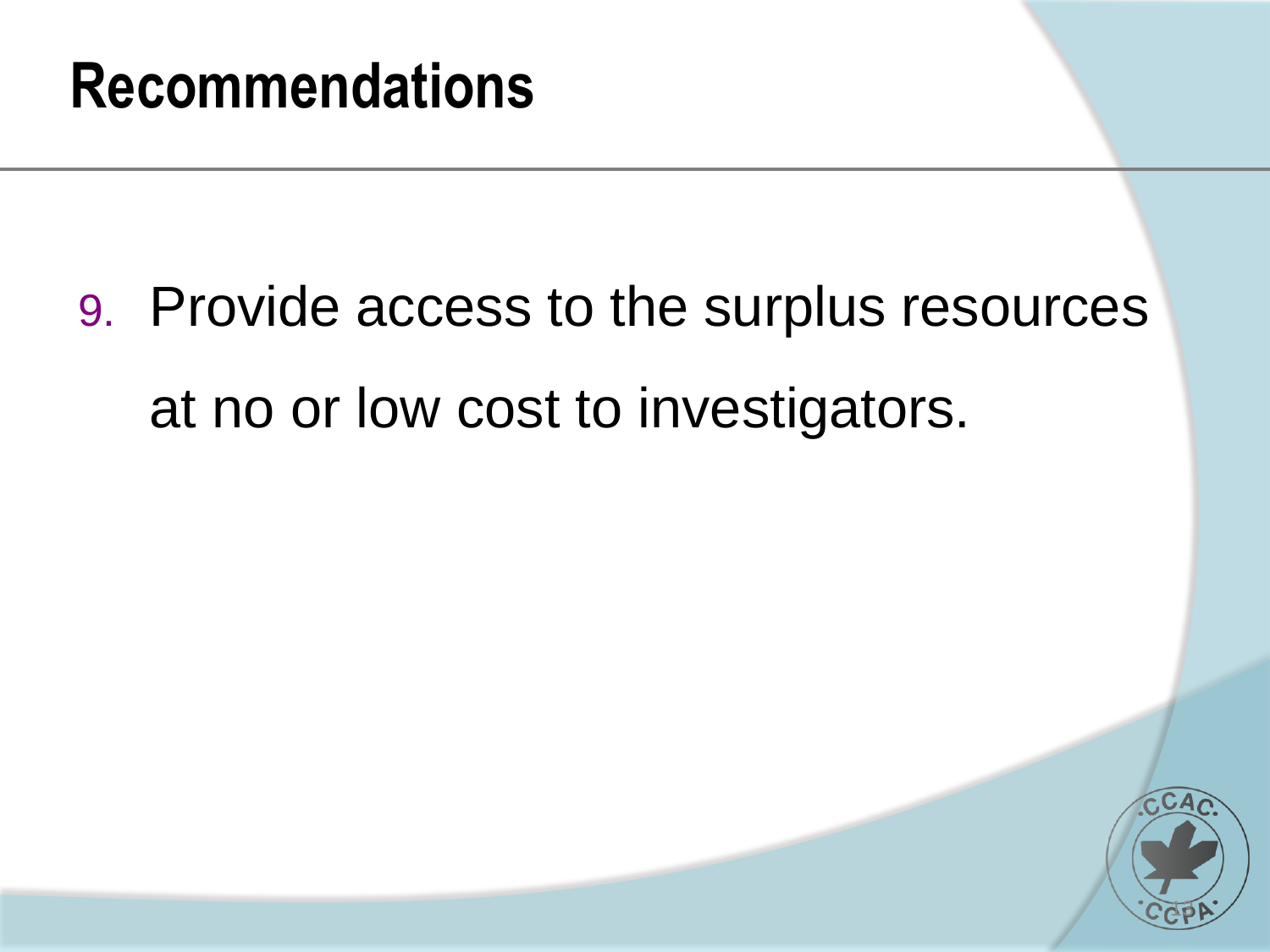# Recommendations

9. Provide access to the surplus resources at no or low cost to investigators.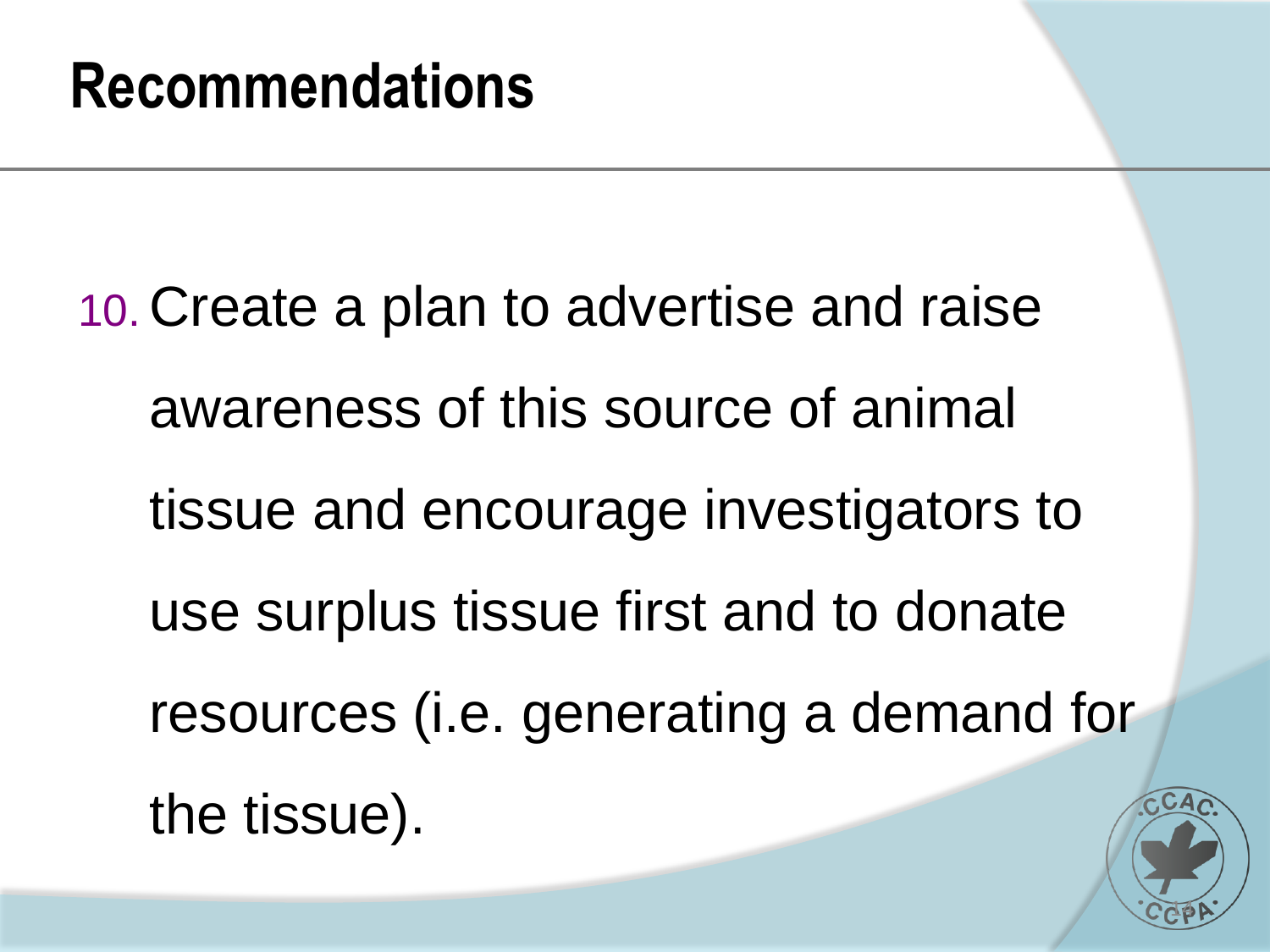# Recommendations

10. Create a plan to advertise and raise awareness of this source of animal tissue and encourage investigators to use surplus tissue first and to donate resources (i.e. generating a demand for the tissue).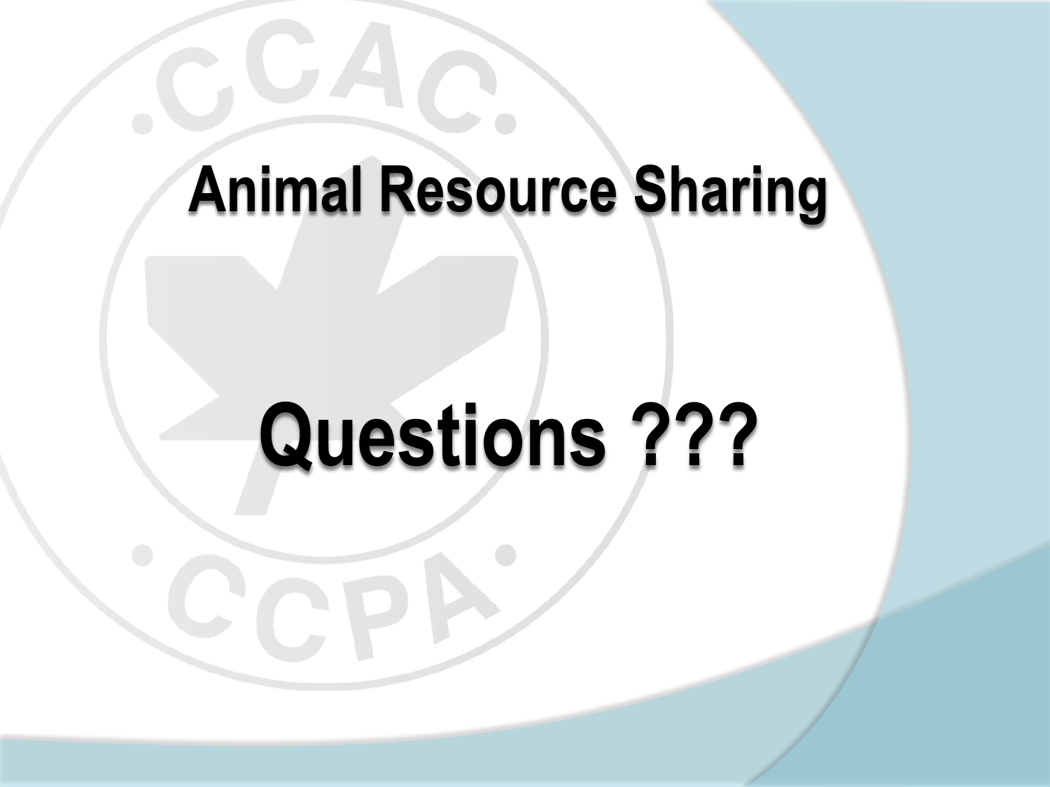# Animal Resource Sharing

# Questions ???